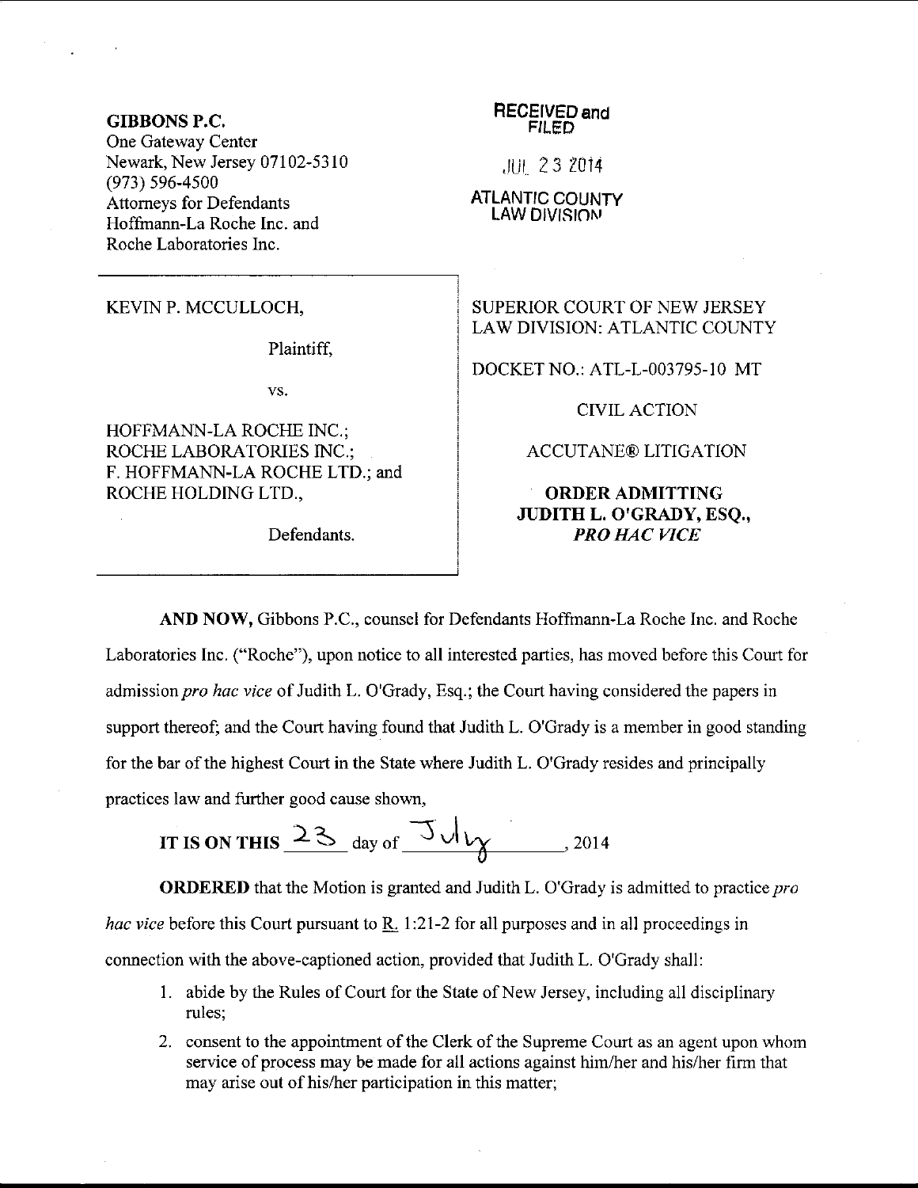**GIBBONS P.C.**
One Gateway Center
Newark, New Jersey 07102-5310
(973) 596-4500
Attorneys for Defendants
Hoffmann-La Roche Inc. and
Roche Laboratories Inc.

RECEIVED and FILED

JUL 23 2014

ATLANTIC COUNTY
LAW DIVISION

| | |
|---|---|
| KEVIN P. MCCULLOCH,<br><br>Plaintiff,<br><br>vs.<br><br>HOFFMANN-LA ROCHE INC.; ROCHE LABORATORIES INC.; F. HOFFMANN-LA ROCHE LTD.; and ROCHE HOLDING LTD.,<br><br>Defendants. | SUPERIOR COURT OF NEW JERSEY<br>LAW DIVISION: ATLANTIC COUNTY<br><br>DOCKET NO.: ATL-L-003795-10 MT<br><br>CIVIL ACTION<br><br>ACCUTANE® LITIGATION<br><br>**ORDER ADMITTING JUDITH L. O'GRADY, ESQ., *PRO HAC VICE*** |

**AND NOW,** Gibbons P.C., counsel for Defendants Hoffmann-La Roche Inc. and Roche Laboratories Inc. ("Roche"), upon notice to all interested parties, has moved before this Court for admission *pro hac vice* of Judith L. O'Grady, Esq.; the Court having considered the papers in support thereof; and the Court having found that Judith L. O'Grady is a member in good standing for the bar of the highest Court in the State where Judith L. O'Grady resides and principally practices law and further good cause shown,

**IT IS ON THIS** 23 day of July, 2014

**ORDERED** that the Motion is granted and Judith L. O'Grady is admitted to practice *pro hac vice* before this Court pursuant to R. 1:21-2 for all purposes and in all proceedings in connection with the above-captioned action, provided that Judith L. O'Grady shall:

1. abide by the Rules of Court for the State of New Jersey, including all disciplinary rules;
2. consent to the appointment of the Clerk of the Supreme Court as an agent upon whom service of process may be made for all actions against him/her and his/her firm that may arise out of his/her participation in this matter;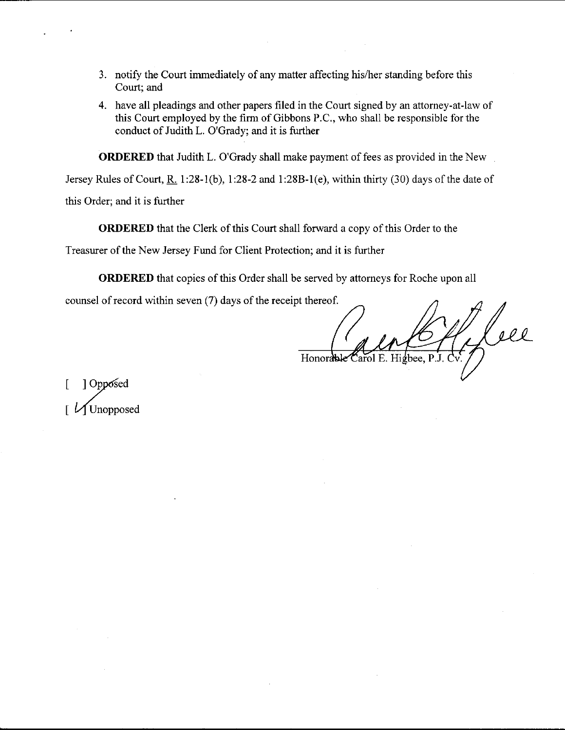3. notify the Court immediately of any matter affecting his/her standing before this Court; and

4. have all pleadings and other papers filed in the Court signed by an attorney-at-law of this Court employed by the firm of Gibbons P.C., who shall be responsible for the conduct of Judith L. O'Grady; and it is further

**ORDERED** that Judith L. O'Grady shall make payment of fees as provided in the New Jersey Rules of Court, R. 1:28-1(b), 1:28-2 and 1:28B-1(e), within thirty (30) days of the date of this Order; and it is further

**ORDERED** that the Clerk of this Court shall forward a copy of this Order to the Treasurer of the New Jersey Fund for Client Protection; and it is further

**ORDERED** that copies of this Order shall be served by attorneys for Roche upon all counsel of record within seven (7) days of the receipt thereof.

Honorable Carol E. Higbee, P.J. Cv.

[ ] Opposed

[ ✓ ] Unopposed